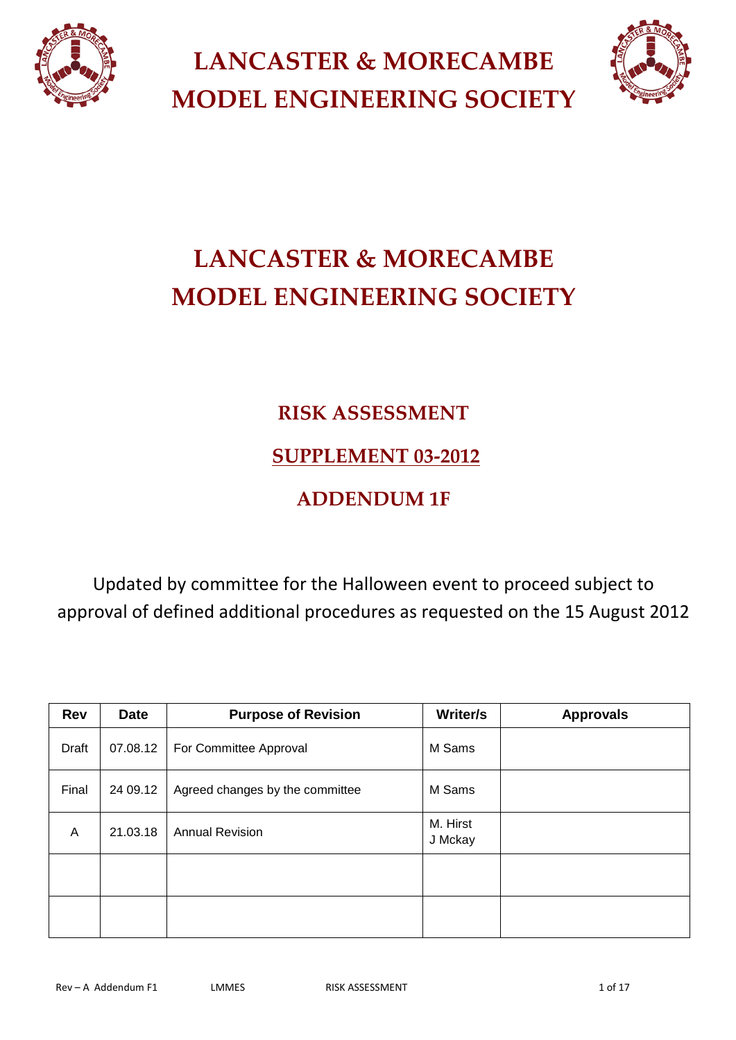# LANCASTER & MORECAMBE MODEL ENGINEERING SOCIETY

# LANCASTER & MORECAMBE MODEL ENGINEERING SOCIETY

## RISK ASSESSMENT

## SUPPLEMENT 03-2012

## ADDENDUM 1F

Updated by committee for the Halloween event to proceed subject to approval of defined additional procedures as requested on the 15 August 2012

| Rev | Date | Purpose of Revision | Writer/s | Approvals |
|---|---|---|---|---|
| Draft | 07.08.12 | For Committee Approval | M Sams | |
| Final | 24 09.12 | Agreed changes by the committee | M Sams | |
| A | 21.03.18 | Annual Revision | M. Hirst J Mckay | |
| | | | | |
| | | | | |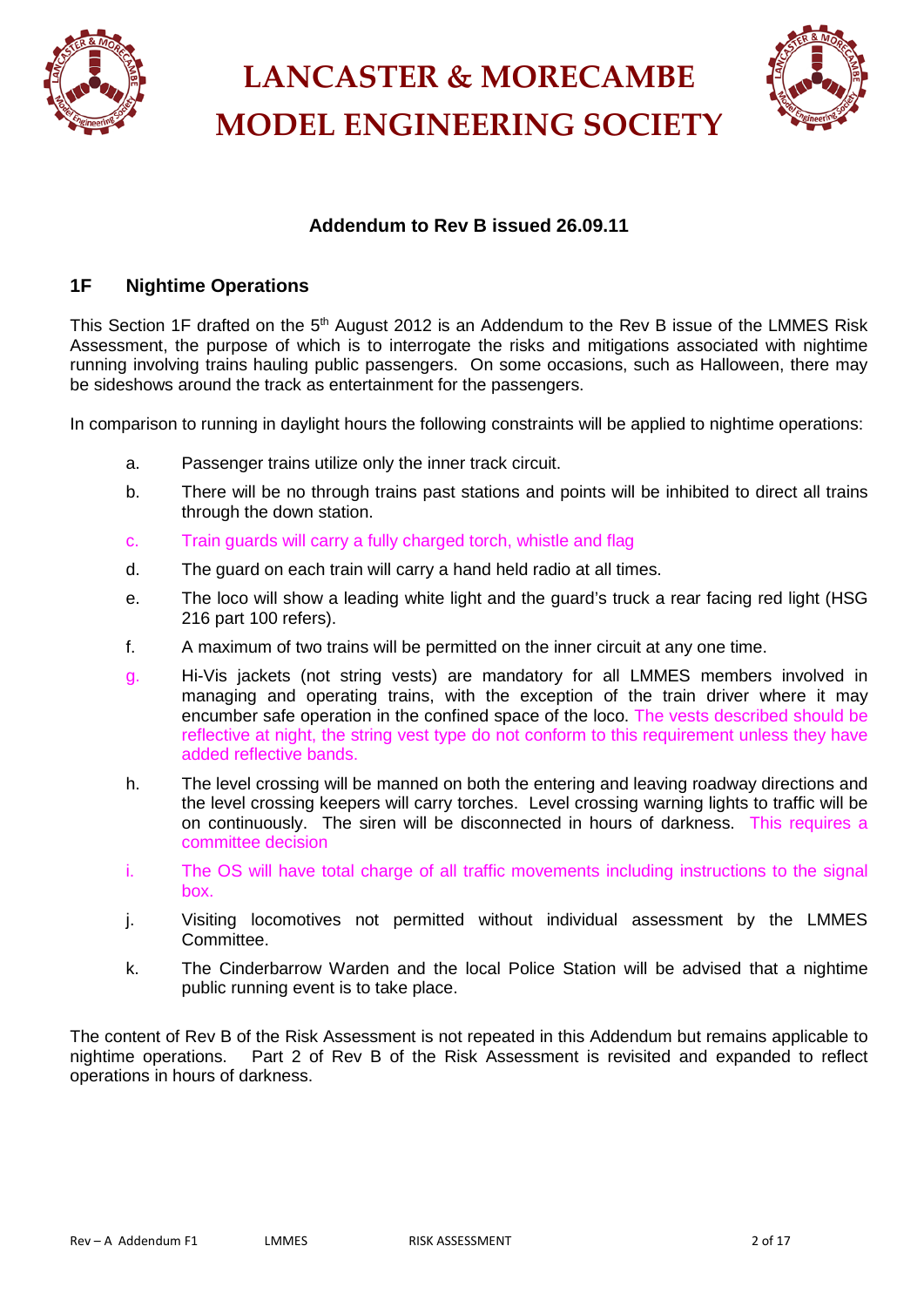# LANCASTER & MORECAMBE MODEL ENGINEERING SOCIETY

**Addendum to Rev B issued 26.09.11**

## 1F Nightime Operations

This Section 1F drafted on the 5th August 2012 is an Addendum to the Rev B issue of the LMMES Risk Assessment, the purpose of which is to interrogate the risks and mitigations associated with nightime running involving trains hauling public passengers. On some occasions, such as Halloween, there may be sideshows around the track as entertainment for the passengers.

In comparison to running in daylight hours the following constraints will be applied to nightime operations:

a. Passenger trains utilize only the inner track circuit.

b. There will be no through trains past stations and points will be inhibited to direct all trains through the down station.

c. Train guards will carry a fully charged torch, whistle and flag

d. The guard on each train will carry a hand held radio at all times.

e. The loco will show a leading white light and the guard's truck a rear facing red light (HSG 216 part 100 refers).

f. A maximum of two trains will be permitted on the inner circuit at any one time.

g. Hi-Vis jackets (not string vests) are mandatory for all LMMES members involved in managing and operating trains, with the exception of the train driver where it may encumber safe operation in the confined space of the loco. The vests described should be reflective at night, the string vest type do not conform to this requirement unless they have added reflective bands.

h. The level crossing will be manned on both the entering and leaving roadway directions and the level crossing keepers will carry torches. Level crossing warning lights to traffic will be on continuously. The siren will be disconnected in hours of darkness. This requires a committee decision

i. The OS will have total charge of all traffic movements including instructions to the signal box.

j. Visiting locomotives not permitted without individual assessment by the LMMES Committee.

k. The Cinderbarrow Warden and the local Police Station will be advised that a nightime public running event is to take place.

The content of Rev B of the Risk Assessment is not repeated in this Addendum but remains applicable to nightime operations. Part 2 of Rev B of the Risk Assessment is revisited and expanded to reflect operations in hours of darkness.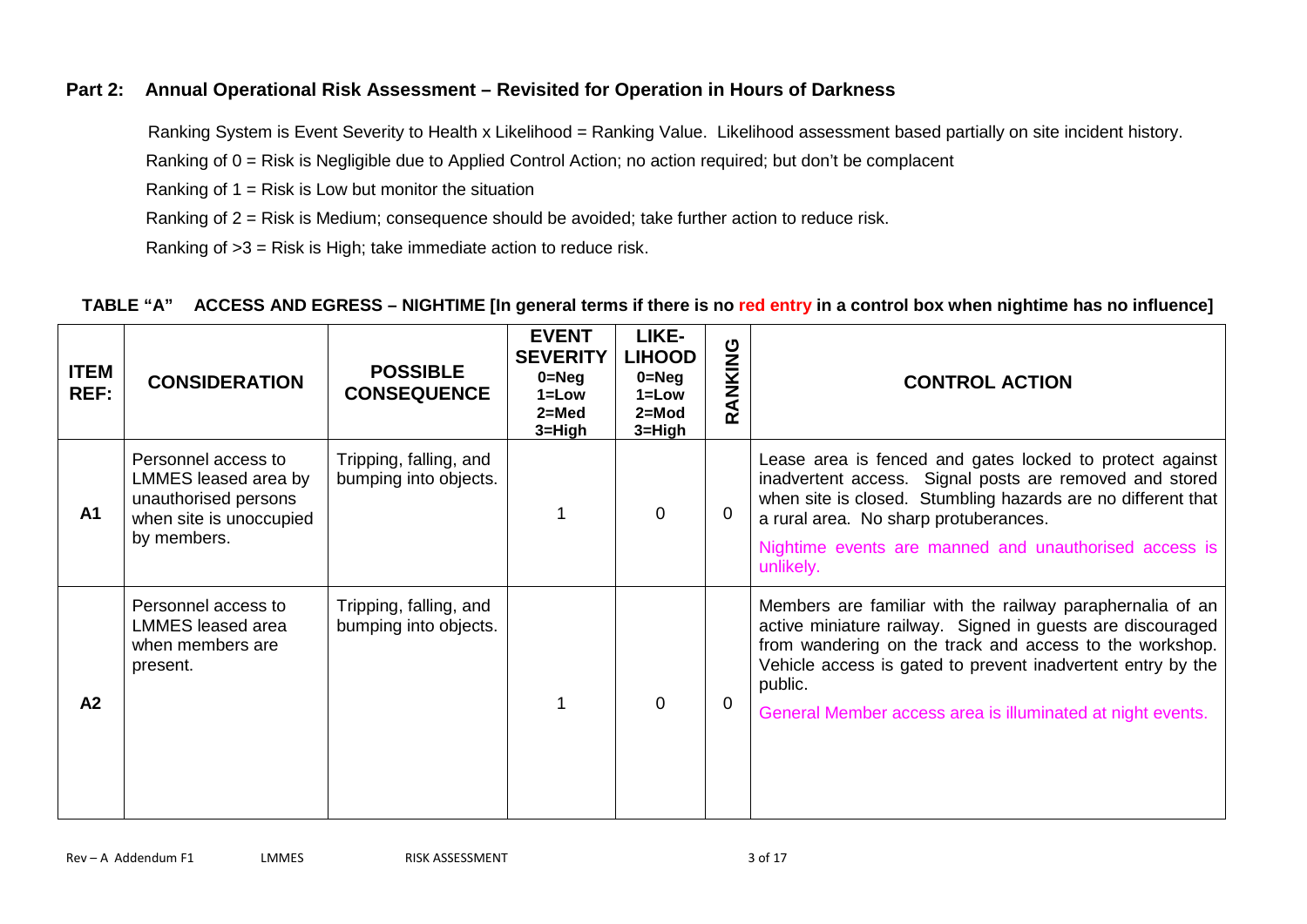## Part 2: Annual Operational Risk Assessment – Revisited for Operation in Hours of Darkness

Ranking System is Event Severity to Health x Likelihood = Ranking Value. Likelihood assessment based partially on site incident history.

Ranking of 0 = Risk is Negligible due to Applied Control Action; no action required; but don't be complacent

Ranking of 1 = Risk is Low but monitor the situation

Ranking of 2 = Risk is Medium; consequence should be avoided; take further action to reduce risk.

Ranking of >3 = Risk is High; take immediate action to reduce risk.

**TABLE "A" ACCESS AND EGRESS – NIGHTIME [In general terms if there is no red entry in a control box when nightime has no influence]**

| ITEM REF: | CONSIDERATION | POSSIBLE CONSEQUENCE | EVENT SEVERITY 0=Neg 1=Low 2=Med 3=High | LIKE-LIHOOD 0=Neg 1=Low 2=Mod 3=High | RANKING | CONTROL ACTION |
|---|---|---|---|---|---|---|
| A1 | Personnel access to LMMES leased area by unauthorised persons when site is unoccupied by members. | Tripping, falling, and bumping into objects. | 1 | 0 | 0 | Lease area is fenced and gates locked to protect against inadvertent access. Signal posts are removed and stored when site is closed. Stumbling hazards are no different that a rural area. No sharp protuberances. Nightime events are manned and unauthorised access is unlikely. |
| A2 | Personnel access to LMMES leased area when members are present. | Tripping, falling, and bumping into objects. | 1 | 0 | 0 | Members are familiar with the railway paraphernalia of an active miniature railway. Signed in guests are discouraged from wandering on the track and access to the workshop. Vehicle access is gated to prevent inadvertent entry by the public. General Member access area is illuminated at night events. |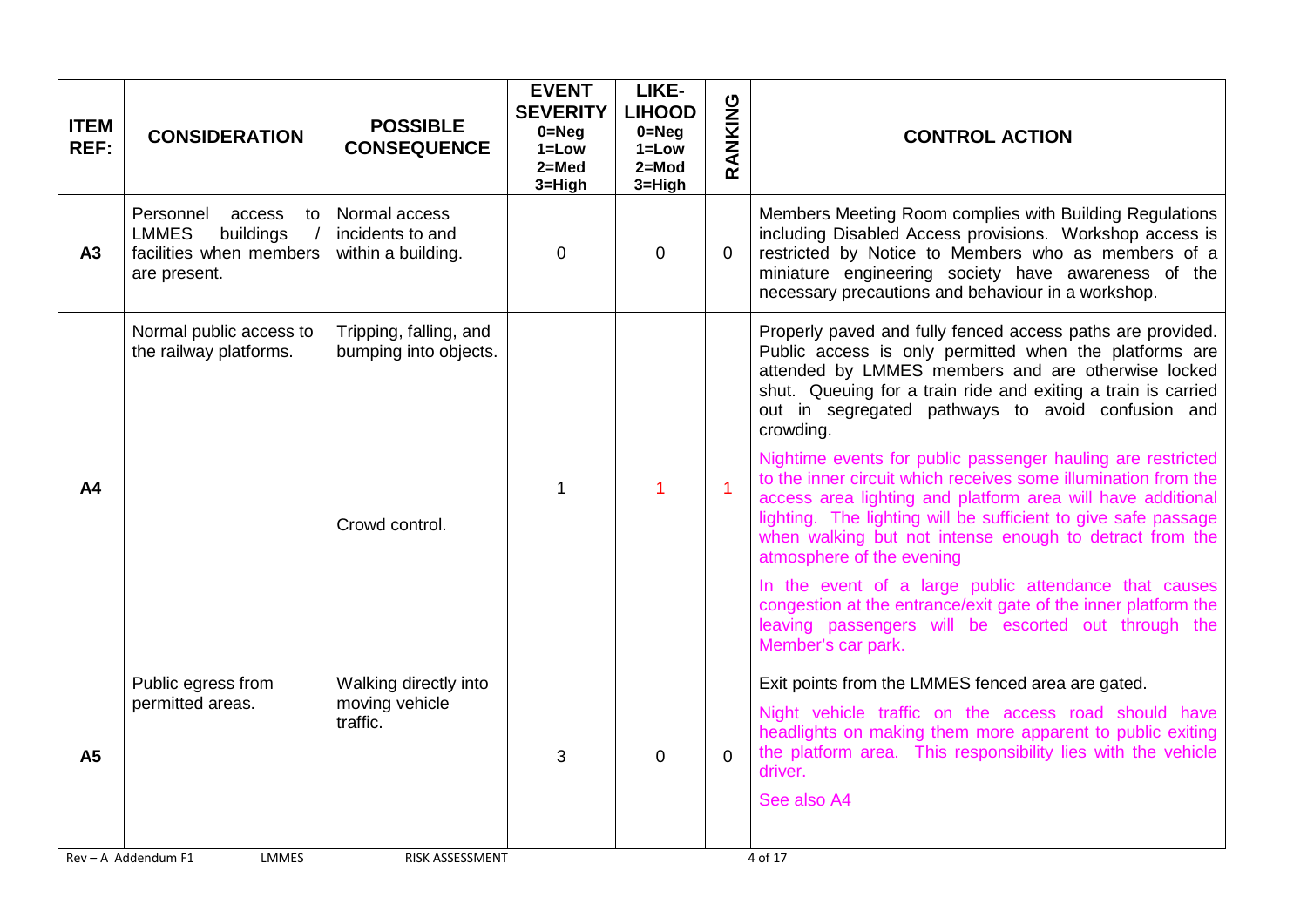| ITEM REF: | CONSIDERATION | POSSIBLE CONSEQUENCE | EVENT SEVERITY 0=Neg 1=Low 2=Med 3=High | LIKE-LIHOOD 0=Neg 1=Low 2=Mod 3=High | RANKING | CONTROL ACTION |
|---|---|---|---|---|---|---|
| A3 | Personnel access to LMMES buildings / facilities when members are present. | Normal access incidents to and within a building. | 0 | 0 | 0 | Members Meeting Room complies with Building Regulations including Disabled Access provisions. Workshop access is restricted by Notice to Members who as members of a miniature engineering society have awareness of the necessary precautions and behaviour in a workshop. |
| A4 | Normal public access to the railway platforms. | Tripping, falling, and bumping into objects.<br><br>Crowd control. | 1 | 1 | 1 | Properly paved and fully fenced access paths are provided. Public access is only permitted when the platforms are attended by LMMES members and are otherwise locked shut. Queuing for a train ride and exiting a train is carried out in segregated pathways to avoid confusion and crowding.<br><br>Nightime events for public passenger hauling are restricted to the inner circuit which receives some illumination from the access area lighting and platform area will have additional lighting. The lighting will be sufficient to give safe passage when walking but not intense enough to detract from the atmosphere of the evening<br><br>In the event of a large public attendance that causes congestion at the entrance/exit gate of the inner platform the leaving passengers will be escorted out through the Member's car park. |
| A5 | Public egress from permitted areas. | Walking directly into moving vehicle traffic. | 3 | 0 | 0 | Exit points from the LMMES fenced area are gated.<br><br>Night vehicle traffic on the access road should have headlights on making them more apparent to public exiting the platform area. This responsibility lies with the vehicle driver.<br><br>See also A4 |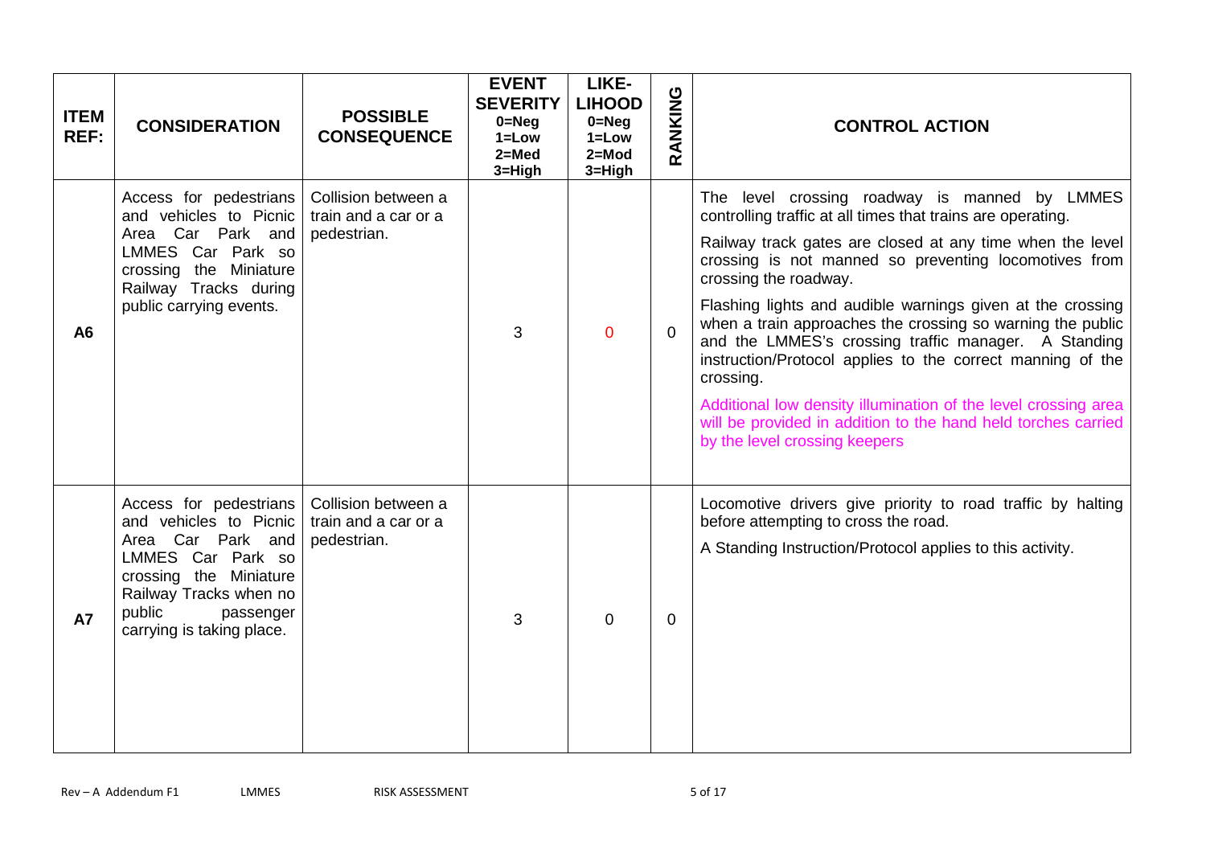| ITEM REF: | CONSIDERATION | POSSIBLE CONSEQUENCE | EVENT SEVERITY 0=Neg 1=Low 2=Med 3=High | LIKE-LIHOOD 0=Neg 1=Low 2=Mod 3=High | RANKING | CONTROL ACTION |
|---|---|---|---|---|---|---|
| A6 | Access for pedestrians and vehicles to Picnic Area Car Park and LMMES Car Park so crossing the Miniature Railway Tracks during public carrying events. | Collision between a train and a car or a pedestrian. | 3 | 0 | 0 | The level crossing roadway is manned by LMMES controlling traffic at all times that trains are operating.<br><br>Railway track gates are closed at any time when the level crossing is not manned so preventing locomotives from crossing the roadway.<br><br>Flashing lights and audible warnings given at the crossing when a train approaches the crossing so warning the public and the LMMES's crossing traffic manager. A Standing instruction/Protocol applies to the correct manning of the crossing.<br><br>Additional low density illumination of the level crossing area will be provided in addition to the hand held torches carried by the level crossing keepers |
| A7 | Access for pedestrians and vehicles to Picnic Area Car Park and LMMES Car Park so crossing the Miniature Railway Tracks when no public passenger carrying is taking place. | Collision between a train and a car or a pedestrian. | 3 | 0 | 0 | Locomotive drivers give priority to road traffic by halting before attempting to cross the road.<br><br>A Standing Instruction/Protocol applies to this activity. |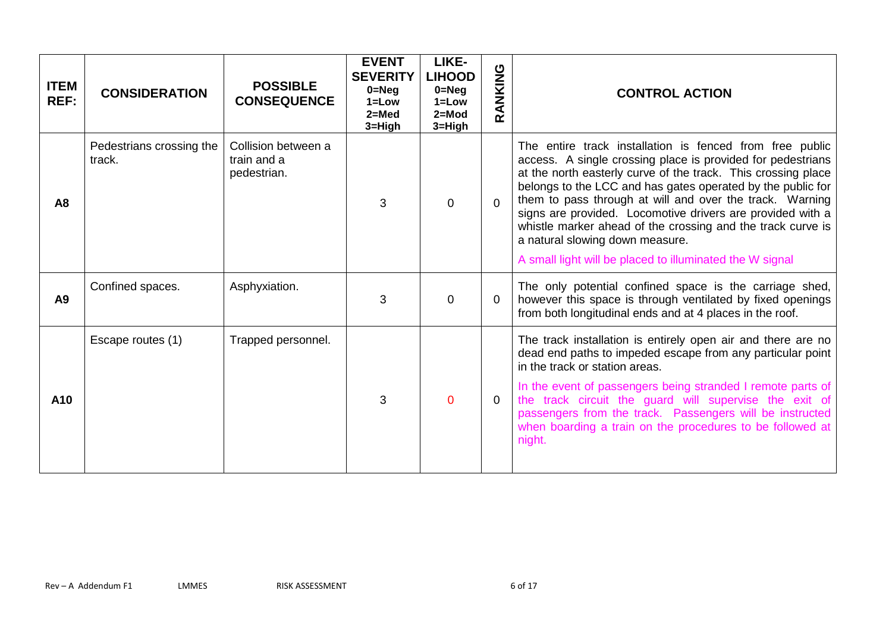| ITEM REF: | CONSIDERATION | POSSIBLE CONSEQUENCE | EVENT SEVERITY 0=Neg 1=Low 2=Med 3=High | LIKE-LIHOOD 0=Neg 1=Low 2=Mod 3=High | RANKING | CONTROL ACTION |
|---|---|---|---|---|---|---|
| A8 | Pedestrians crossing the track. | Collision between a train and a pedestrian. | 3 | 0 | 0 | The entire track installation is fenced from free public access. A single crossing place is provided for pedestrians at the north easterly curve of the track. This crossing place belongs to the LCC and has gates operated by the public for them to pass through at will and over the track. Warning signs are provided. Locomotive drivers are provided with a whistle marker ahead of the crossing and the track curve is a natural slowing down measure.<br><br>A small light will be placed to illuminated the W signal |
| A9 | Confined spaces. | Asphyxiation. | 3 | 0 | 0 | The only potential confined space is the carriage shed, however this space is through ventilated by fixed openings from both longitudinal ends and at 4 places in the roof. |
| A10 | Escape routes (1) | Trapped personnel. | 3 | 0 | 0 | The track installation is entirely open air and there are no dead end paths to impeded escape from any particular point in the track or station areas.<br><br>In the event of passengers being stranded I remote parts of the track circuit the guard will supervise the exit of passengers from the track. Passengers will be instructed when boarding a train on the procedures to be followed at night. |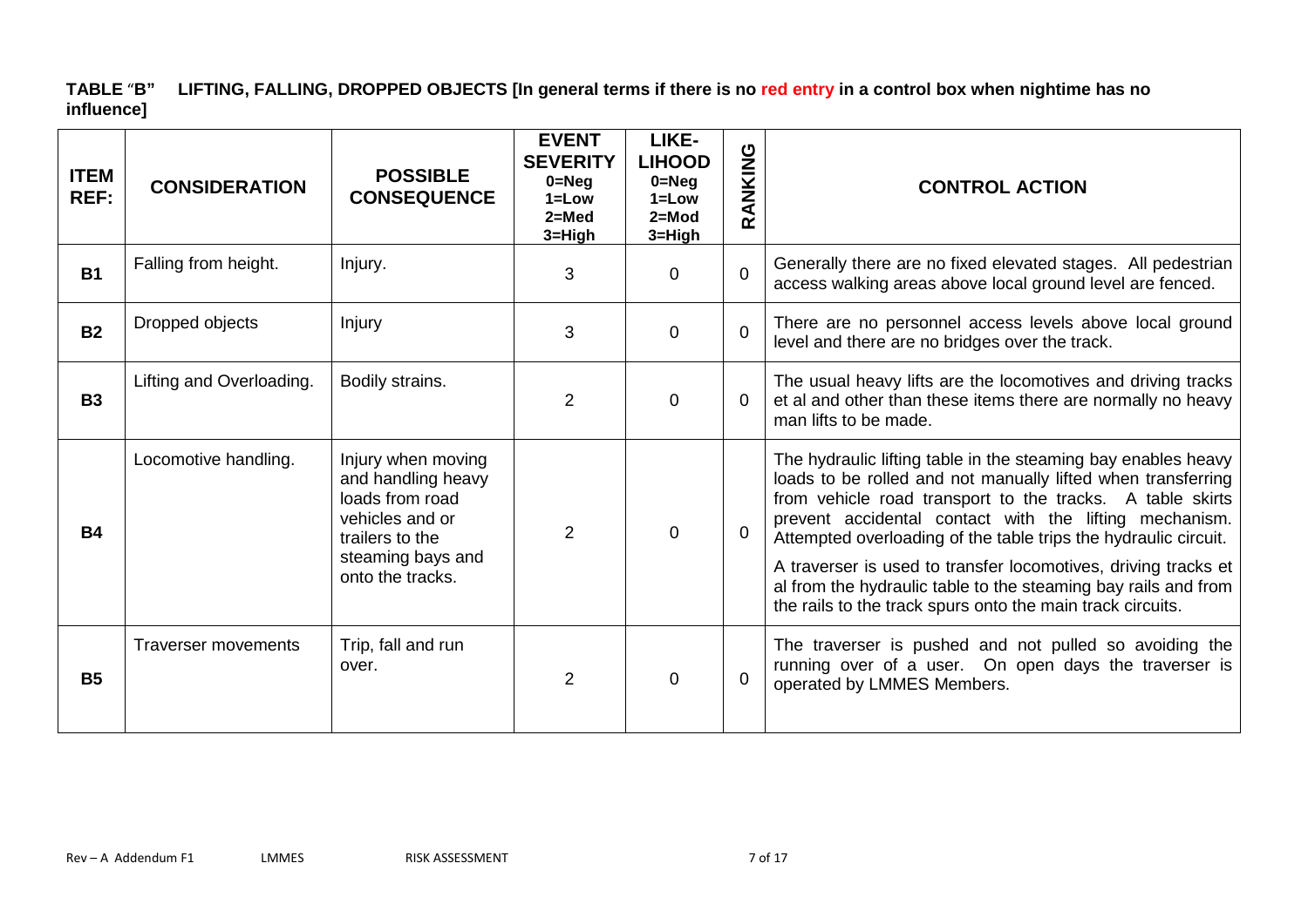**TABLE "B" LIFTING, FALLING, DROPPED OBJECTS [In general terms if there is no red entry in a control box when nightime has no influence]**

| ITEM REF: | CONSIDERATION | POSSIBLE CONSEQUENCE | EVENT SEVERITY 0=Neg 1=Low 2=Med 3=High | LIKE-LIHOOD 0=Neg 1=Low 2=Mod 3=High | RANKING | CONTROL ACTION |
|---|---|---|---|---|---|---|
| **B1** | Falling from height. | Injury. | 3 | 0 | 0 | Generally there are no fixed elevated stages. All pedestrian access walking areas above local ground level are fenced. |
| **B2** | Dropped objects | Injury | 3 | 0 | 0 | There are no personnel access levels above local ground level and there are no bridges over the track. |
| **B3** | Lifting and Overloading. | Bodily strains. | 2 | 0 | 0 | The usual heavy lifts are the locomotives and driving tracks et al and other than these items there are normally no heavy man lifts to be made. |
| **B4** | Locomotive handling. | Injury when moving and handling heavy loads from road vehicles and or trailers to the steaming bays and onto the tracks. | 2 | 0 | 0 | The hydraulic lifting table in the steaming bay enables heavy loads to be rolled and not manually lifted when transferring from vehicle road transport to the tracks. A table skirts prevent accidental contact with the lifting mechanism. Attempted overloading of the table trips the hydraulic circuit. A traverser is used to transfer locomotives, driving tracks et al from the hydraulic table to the steaming bay rails and from the rails to the track spurs onto the main track circuits. |
| **B5** | Traverser movements | Trip, fall and run over. | 2 | 0 | 0 | The traverser is pushed and not pulled so avoiding the running over of a user. On open days the traverser is operated by LMMES Members. |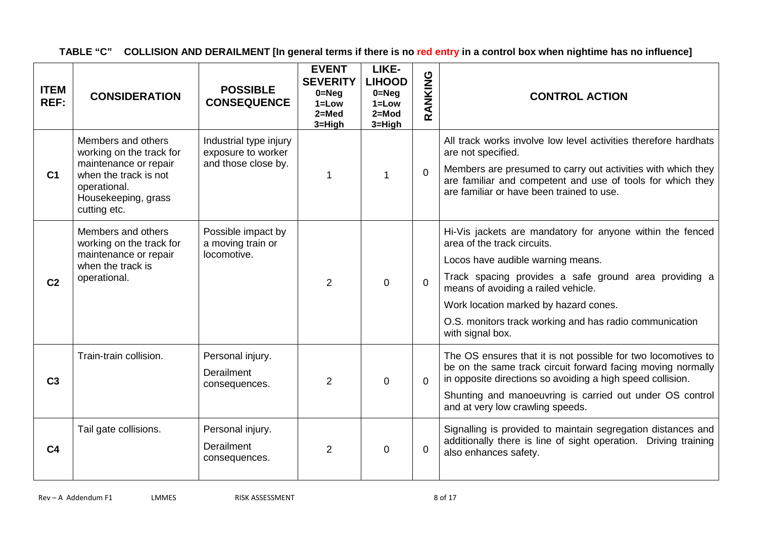**TABLE "C" COLLISION AND DERAILMENT [In general terms if there is no red entry in a control box when nightime has no influence]**

| ITEM REF: | CONSIDERATION | POSSIBLE CONSEQUENCE | EVENT SEVERITY 0=Neg 1=Low 2=Med 3=High | LIKE-LIHOOD 0=Neg 1=Low 2=Mod 3=High | RANKING | CONTROL ACTION |
|---|---|---|---|---|---|---|
| **C1** | Members and others working on the track for maintenance or repair when the track is not operational. Housekeeping, grass cutting etc. | Industrial type injury exposure to worker and those close by. | 1 | 1 | 0 | All track works involve low level activities therefore hardhats are not specified.<br><br>Members are presumed to carry out activities with which they are familiar and competent and use of tools for which they are familiar or have been trained to use. |
| **C2** | Members and others working on the track for maintenance or repair when the track is operational. | Possible impact by a moving train or locomotive. | 2 | 0 | 0 | Hi-Vis jackets are mandatory for anyone within the fenced area of the track circuits.<br><br>Locos have audible warning means.<br><br>Track spacing provides a safe ground area providing a means of avoiding a railed vehicle.<br><br>Work location marked by hazard cones.<br><br>O.S. monitors track working and has radio communication with signal box. |
| **C3** | Train-train collision. | Personal injury.<br><br>Derailment consequences. | 2 | 0 | 0 | The OS ensures that it is not possible for two locomotives to be on the same track circuit forward facing moving normally in opposite directions so avoiding a high speed collision.<br><br>Shunting and manoeuvring is carried out under OS control and at very low crawling speeds. |
| **C4** | Tail gate collisions. | Personal injury.<br><br>Derailment consequences. | 2 | 0 | 0 | Signalling is provided to maintain segregation distances and additionally there is line of sight operation. Driving training also enhances safety. |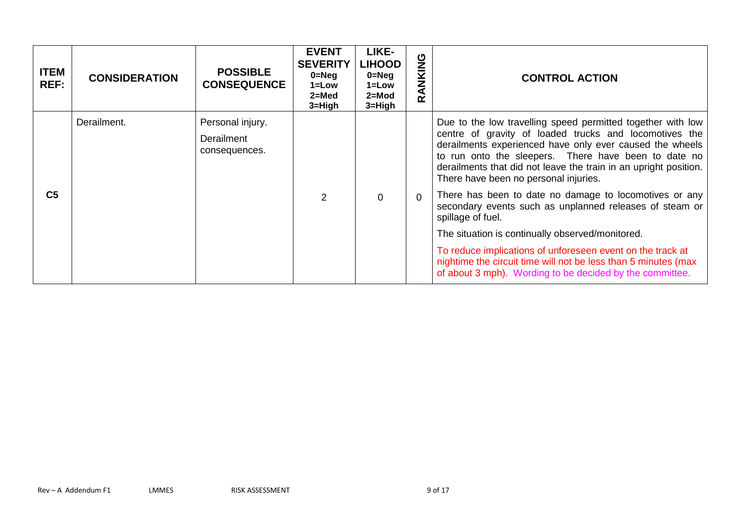| ITEM REF: | CONSIDERATION | POSSIBLE CONSEQUENCE | EVENT SEVERITY 0=Neg 1=Low 2=Med 3=High | LIKE-LIHOOD 0=Neg 1=Low 2=Mod 3=High | RANKING | CONTROL ACTION |
|---|---|---|---|---|---|---|
| C5 | Derailment. | Personal injury.<br>Derailment consequences. | 2 | 0 | 0 | Due to the low travelling speed permitted together with low centre of gravity of loaded trucks and locomotives the derailments experienced have only ever caused the wheels to run onto the sleepers. There have been to date no derailments that did not leave the train in an upright position. There have been no personal injuries.<br>There has been to date no damage to locomotives or any secondary events such as unplanned releases of steam or spillage of fuel.<br>The situation is continually observed/monitored.<br>To reduce implications of unforeseen event on the track at nighttime the circuit time will not be less than 5 minutes (max of about 3 mph). Wording to be decided by the committee. |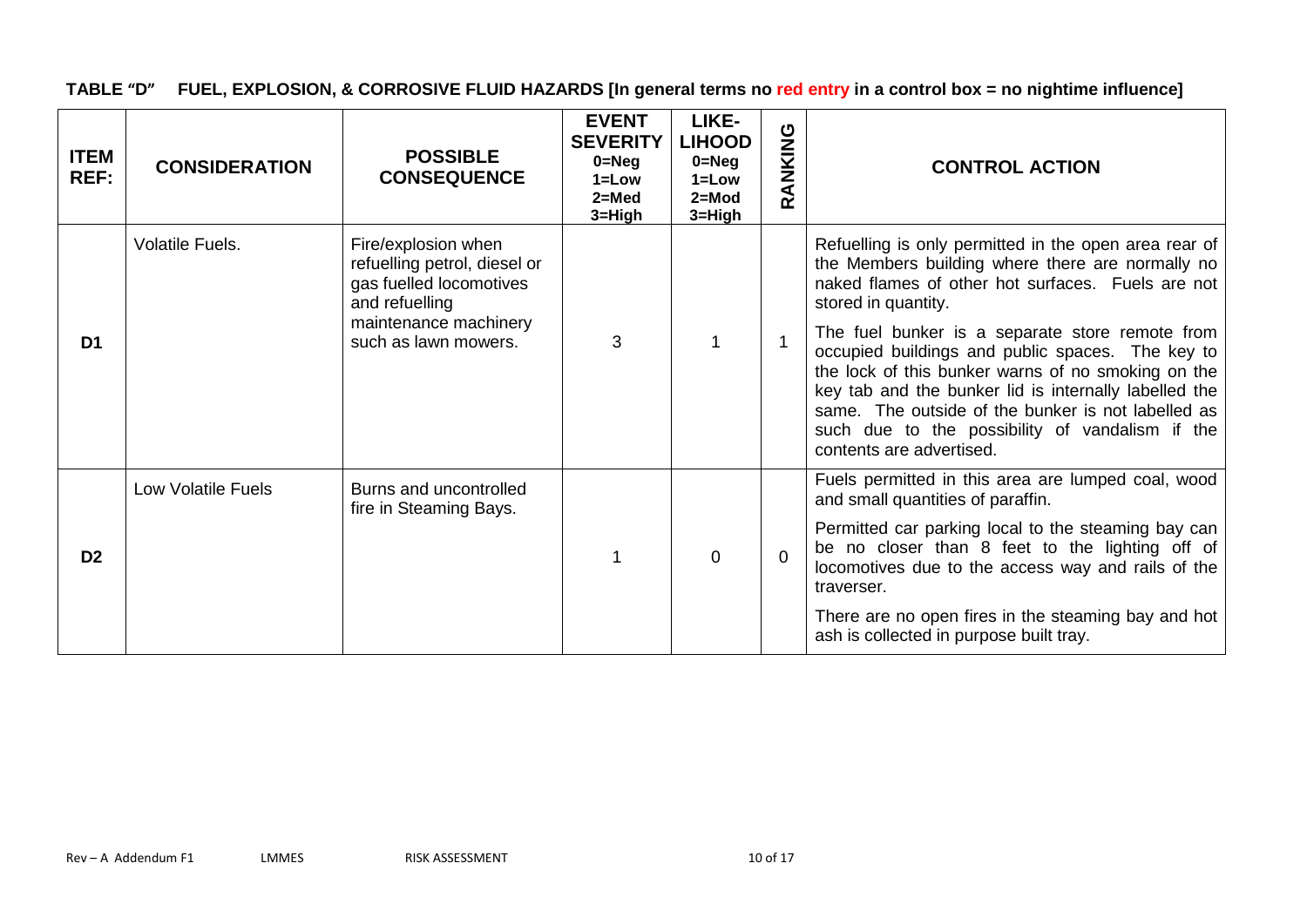**TABLE "D" FUEL, EXPLOSION, & CORROSIVE FLUID HAZARDS [In general terms no red entry in a control box = no nightime influence]**

| ITEM REF: | CONSIDERATION | POSSIBLE CONSEQUENCE | EVENT SEVERITY 0=Neg 1=Low 2=Med 3=High | LIKE-LIHOOD 0=Neg 1=Low 2=Mod 3=High | RANKING | CONTROL ACTION |
|---|---|---|---|---|---|---|
| D1 | Volatile Fuels. | Fire/explosion when refuelling petrol, diesel or gas fuelled locomotives and refuelling maintenance machinery such as lawn mowers. | 3 | 1 | 1 | Refuelling is only permitted in the open area rear of the Members building where there are normally no naked flames of other hot surfaces. Fuels are not stored in quantity.<br><br>The fuel bunker is a separate store remote from occupied buildings and public spaces. The key to the lock of this bunker warns of no smoking on the key tab and the bunker lid is internally labelled the same. The outside of the bunker is not labelled as such due to the possibility of vandalism if the contents are advertised. |
| D2 | Low Volatile Fuels | Burns and uncontrolled fire in Steaming Bays. | 1 | 0 | 0 | Fuels permitted in this area are lumped coal, wood and small quantities of paraffin.<br><br>Permitted car parking local to the steaming bay can be no closer than 8 feet to the lighting off of locomotives due to the access way and rails of the traverser.<br><br>There are no open fires in the steaming bay and hot ash is collected in purpose built tray. |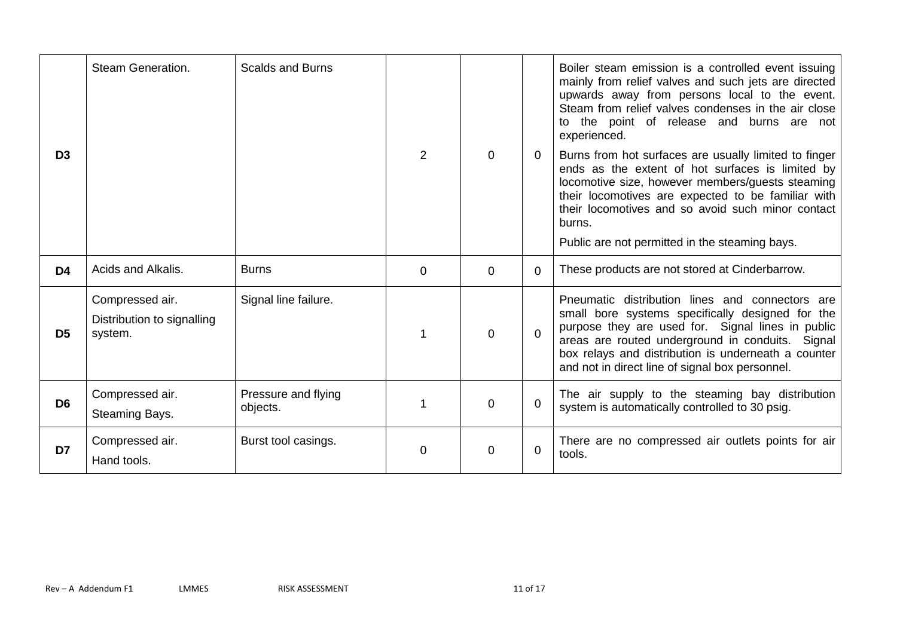| | | | | | | |
|---|---|---|---|---|---|---|
| **D3** | Steam Generation. | Scalds and Burns | 2 | 0 | 0 | Boiler steam emission is a controlled event issuing mainly from relief valves and such jets are directed upwards away from persons local to the event. Steam from relief valves condenses in the air close to the point of release and burns are not experienced.<br><br>Burns from hot surfaces are usually limited to finger ends as the extent of hot surfaces is limited by locomotive size, however members/guests steaming their locomotives are expected to be familiar with their locomotives and so avoid such minor contact burns.<br><br>Public are not permitted in the steaming bays. |
| **D4** | Acids and Alkalis. | Burns | 0 | 0 | 0 | These products are not stored at Cinderbarrow. |
| **D5** | Compressed air.<br>Distribution to signalling system. | Signal line failure. | 1 | 0 | 0 | Pneumatic distribution lines and connectors are small bore systems specifically designed for the purpose they are used for. Signal lines in public areas are routed underground in conduits. Signal box relays and distribution is underneath a counter and not in direct line of signal box personnel. |
| **D6** | Compressed air.<br>Steaming Bays. | Pressure and flying objects. | 1 | 0 | 0 | The air supply to the steaming bay distribution system is automatically controlled to 30 psig. |
| **D7** | Compressed air.<br>Hand tools. | Burst tool casings. | 0 | 0 | 0 | There are no compressed air outlets points for air tools. |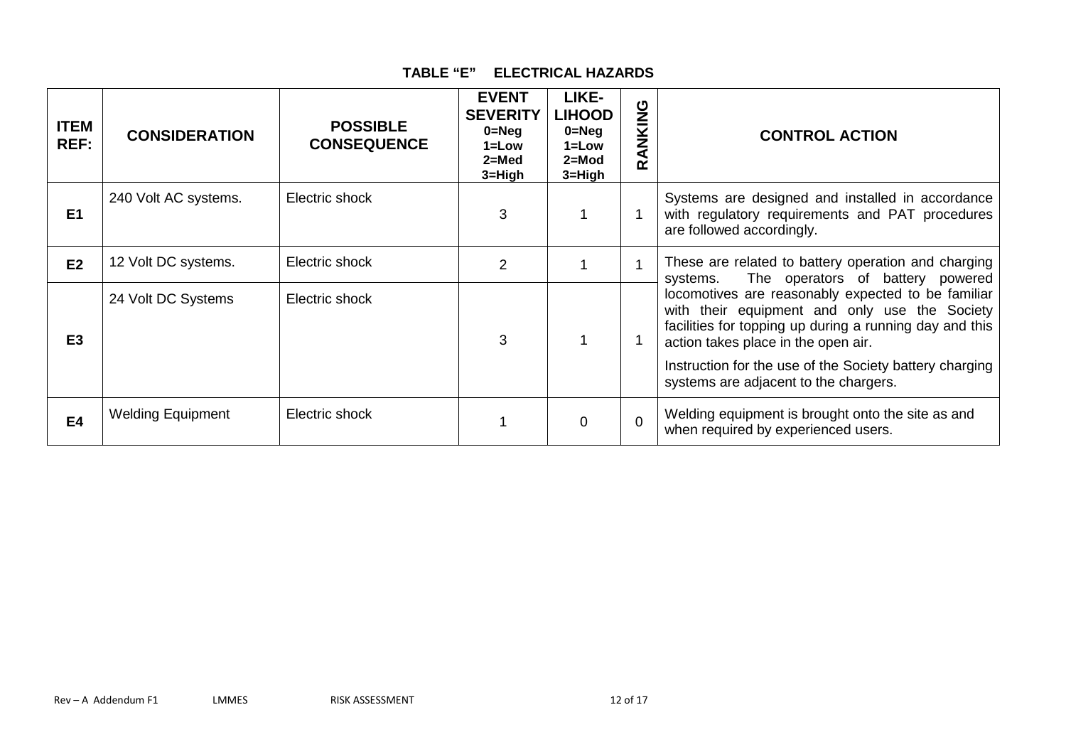## TABLE "E" ELECTRICAL HAZARDS

| ITEM REF: | CONSIDERATION | POSSIBLE CONSEQUENCE | EVENT SEVERITY 0=Neg 1=Low 2=Med 3=High | LIKE-LIHOOD 0=Neg 1=Low 2=Mod 3=High | RANKING | CONTROL ACTION |
|---|---|---|---|---|---|---|
| E1 | 240 Volt AC systems. | Electric shock | 3 | 1 | 1 | Systems are designed and installed in accordance with regulatory requirements and PAT procedures are followed accordingly. |
| E2 | 12 Volt DC systems. | Electric shock | 2 | 1 | 1 | These are related to battery operation and charging systems. The operators of battery powered locomotives are reasonably expected to be familiar with their equipment and only use the Society facilities for topping up during a running day and this action takes place in the open air. Instruction for the use of the Society battery charging systems are adjacent to the chargers. |
| E3 | 24 Volt DC Systems | Electric shock | 3 | 1 | 1 | |
| E4 | Welding Equipment | Electric shock | 1 | 0 | 0 | Welding equipment is brought onto the site as and when required by experienced users. |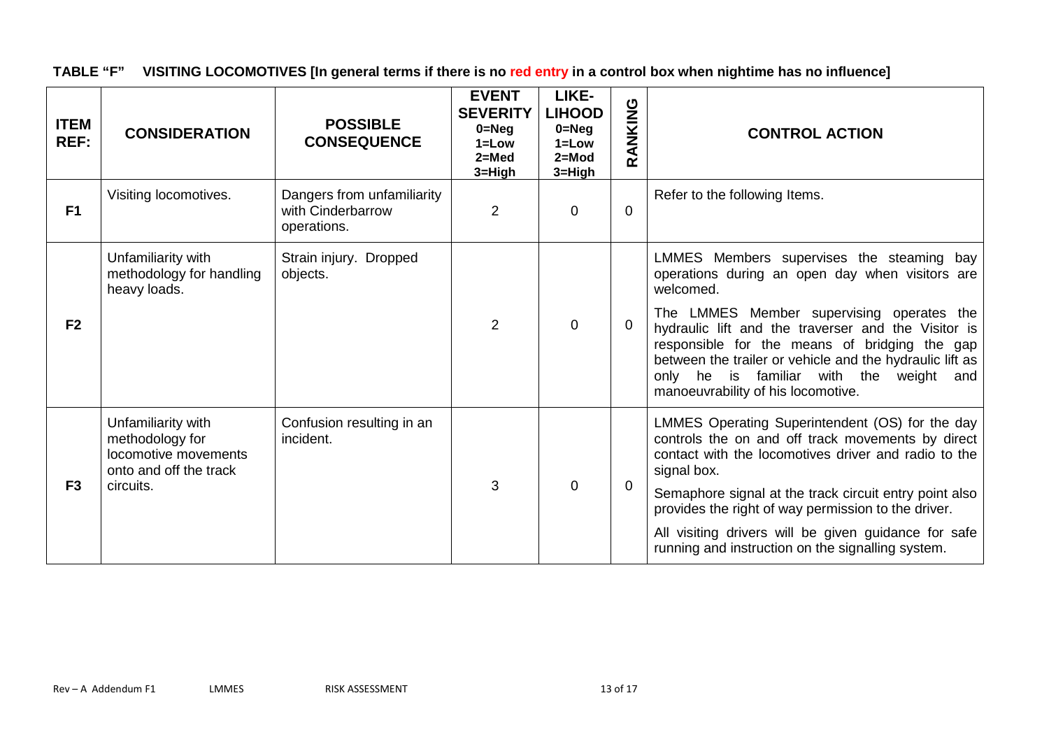**TABLE "F" VISITING LOCOMOTIVES [In general terms if there is no red entry in a control box when nightime has no influence]**

| ITEM REF: | CONSIDERATION | POSSIBLE CONSEQUENCE | EVENT SEVERITY 0=Neg 1=Low 2=Med 3=High | LIKE-LIHOOD 0=Neg 1=Low 2=Mod 3=High | RANKING | CONTROL ACTION |
|---|---|---|---|---|---|---|
| F1 | Visiting locomotives. | Dangers from unfamiliarity with Cinderbarrow operations. | 2 | 0 | 0 | Refer to the following Items. |
| F2 | Unfamiliarity with methodology for handling heavy loads. | Strain injury. Dropped objects. | 2 | 0 | 0 | LMMES Members supervises the steaming bay operations during an open day when visitors are welcomed.<br><br>The LMMES Member supervising operates the hydraulic lift and the traverser and the Visitor is responsible for the means of bridging the gap between the trailer or vehicle and the hydraulic lift as only he is familiar with the weight and manoeuvrability of his locomotive. |
| F3 | Unfamiliarity with methodology for locomotive movements onto and off the track circuits. | Confusion resulting in an incident. | 3 | 0 | 0 | LMMES Operating Superintendent (OS) for the day controls the on and off track movements by direct contact with the locomotives driver and radio to the signal box.<br><br>Semaphore signal at the track circuit entry point also provides the right of way permission to the driver.<br><br>All visiting drivers will be given guidance for safe running and instruction on the signalling system. |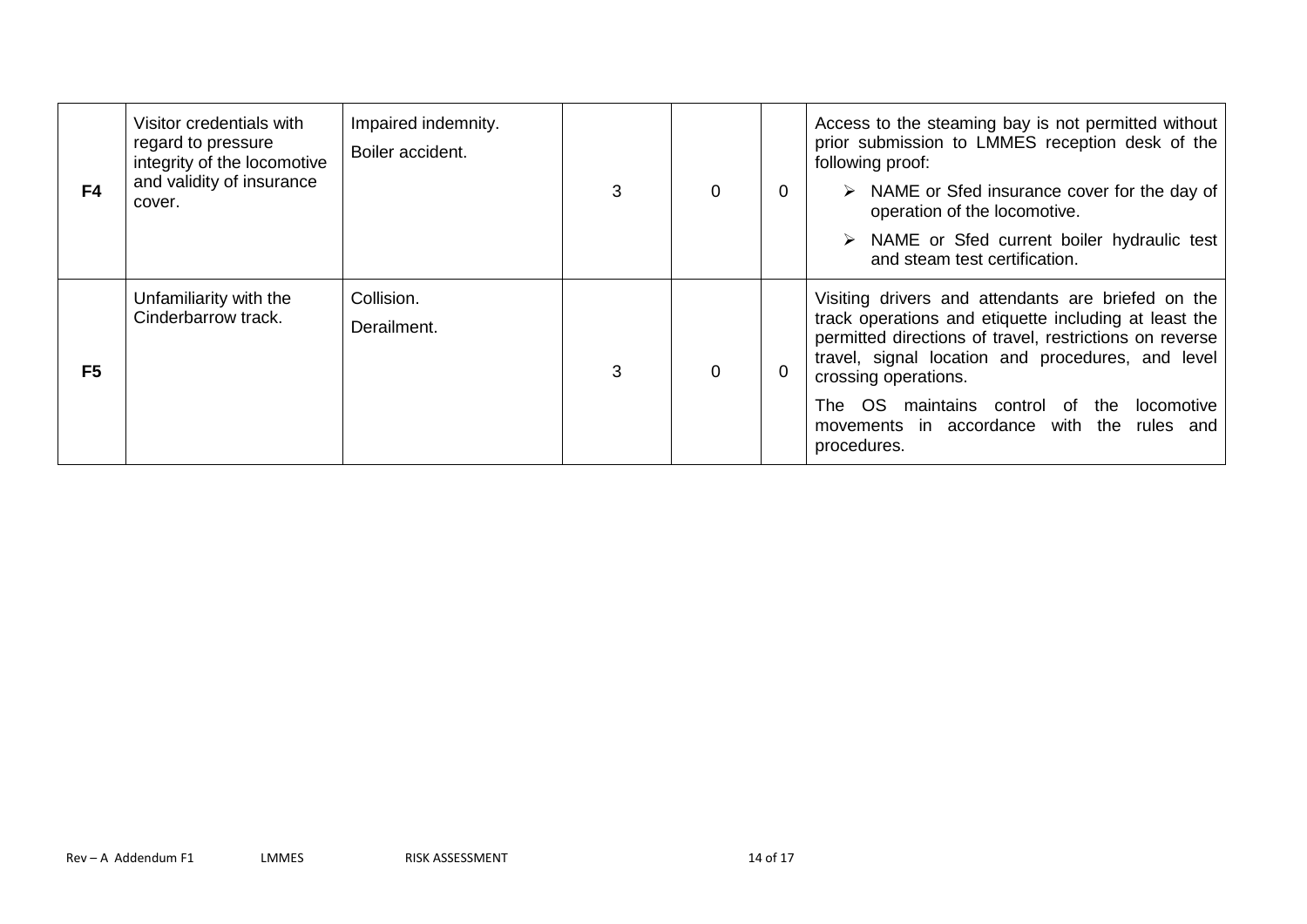| F4 | Visitor credentials with regard to pressure integrity of the locomotive and validity of insurance cover. | Impaired indemnity.<br>Boiler accident. | 3 | 0 | 0 | Access to the steaming bay is not permitted without prior submission to LMMES reception desk of the following proof:<br>➢ NAME or Sfed insurance cover for the day of operation of the locomotive.<br>➢ NAME or Sfed current boiler hydraulic test and steam test certification. |
|---|---|---|---|---|---|---|
| F5 | Unfamiliarity with the Cinderbarrow track. | Collision.<br>Derailment. | 3 | 0 | 0 | Visiting drivers and attendants are briefed on the track operations and etiquette including at least the permitted directions of travel, restrictions on reverse travel, signal location and procedures, and level crossing operations.<br>The OS maintains control of the locomotive movements in accordance with the rules and procedures. |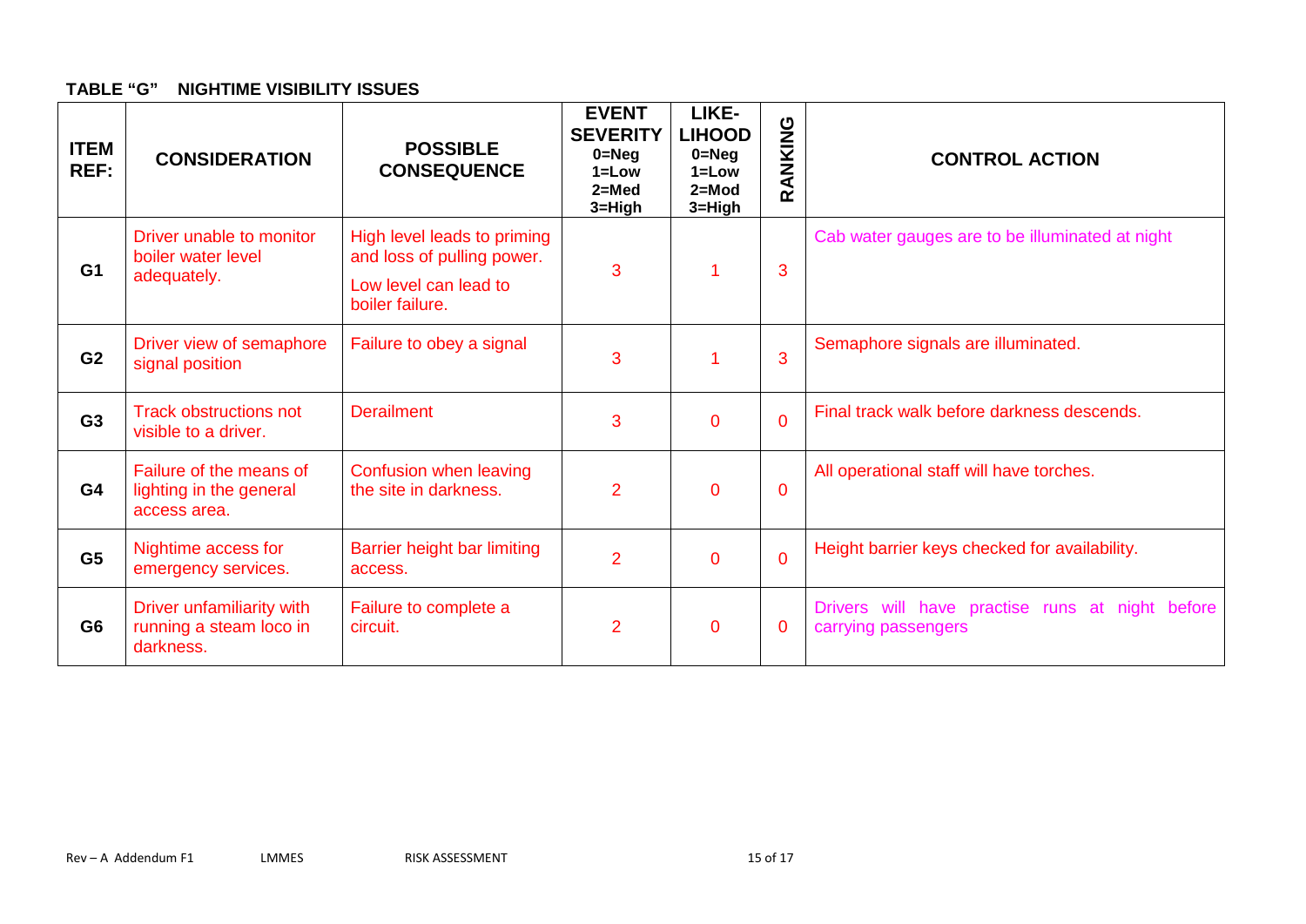**TABLE "G" NIGHTIME VISIBILITY ISSUES**

| ITEM REF: | CONSIDERATION | POSSIBLE CONSEQUENCE | EVENT SEVERITY 0=Neg 1=Low 2=Med 3=High | LIKE-LIHOOD 0=Neg 1=Low 2=Mod 3=High | RANKING | CONTROL ACTION |
|---|---|---|---|---|---|---|
| G1 | Driver unable to monitor boiler water level adequately. | High level leads to priming and loss of pulling power. Low level can lead to boiler failure. | 3 | 1 | 3 | Cab water gauges are to be illuminated at night |
| G2 | Driver view of semaphore signal position | Failure to obey a signal | 3 | 1 | 3 | Semaphore signals are illuminated. |
| G3 | Track obstructions not visible to a driver. | Derailment | 3 | 0 | 0 | Final track walk before darkness descends. |
| G4 | Failure of the means of lighting in the general access area. | Confusion when leaving the site in darkness. | 2 | 0 | 0 | All operational staff will have torches. |
| G5 | Nightime access for emergency services. | Barrier height bar limiting access. | 2 | 0 | 0 | Height barrier keys checked for availability. |
| G6 | Driver unfamiliarity with running a steam loco in darkness. | Failure to complete a circuit. | 2 | 0 | 0 | Drivers will have practise runs at night before carrying passengers |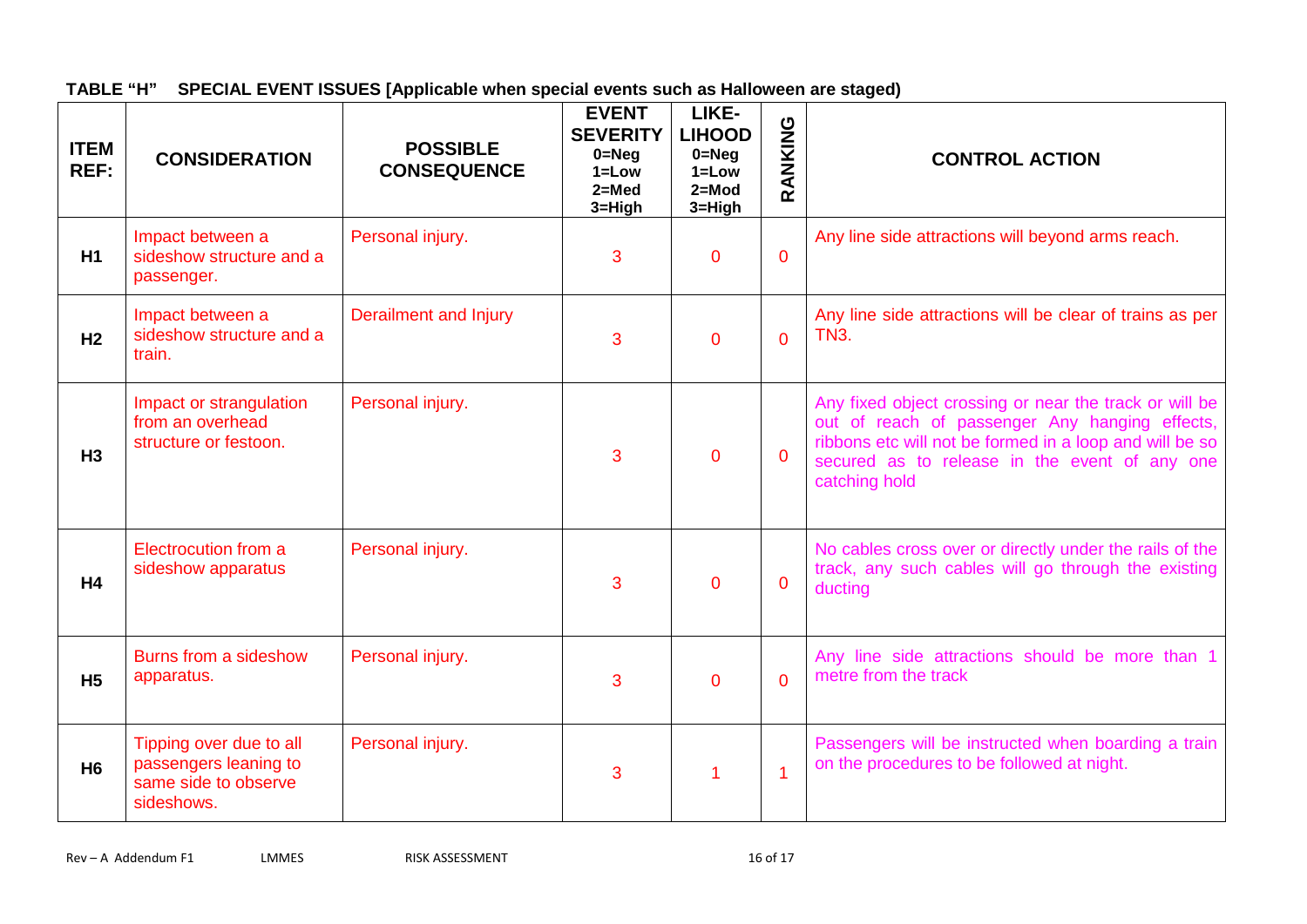**TABLE "H" SPECIAL EVENT ISSUES [Applicable when special events such as Halloween are staged)**

| ITEM REF: | CONSIDERATION | POSSIBLE CONSEQUENCE | EVENT SEVERITY 0=Neg 1=Low 2=Med 3=High | LIKE-LIHOOD 0=Neg 1=Low 2=Mod 3=High | RANKING | CONTROL ACTION |
|---|---|---|---|---|---|---|
| H1 | Impact between a sideshow structure and a passenger. | Personal injury. | 3 | 0 | 0 | Any line side attractions will beyond arms reach. |
| H2 | Impact between a sideshow structure and a train. | Derailment and Injury | 3 | 0 | 0 | Any line side attractions will be clear of trains as per TN3. |
| H3 | Impact or strangulation from an overhead structure or festoon. | Personal injury. | 3 | 0 | 0 | Any fixed object crossing or near the track or will be out of reach of passenger Any hanging effects, ribbons etc will not be formed in a loop and will be so secured as to release in the event of any one catching hold |
| H4 | Electrocution from a sideshow apparatus | Personal injury. | 3 | 0 | 0 | No cables cross over or directly under the rails of the track, any such cables will go through the existing ducting |
| H5 | Burns from a sideshow apparatus. | Personal injury. | 3 | 0 | 0 | Any line side attractions should be more than 1 metre from the track |
| H6 | Tipping over due to all passengers leaning to same side to observe sideshows. | Personal injury. | 3 | 1 | 1 | Passengers will be instructed when boarding a train on the procedures to be followed at night. |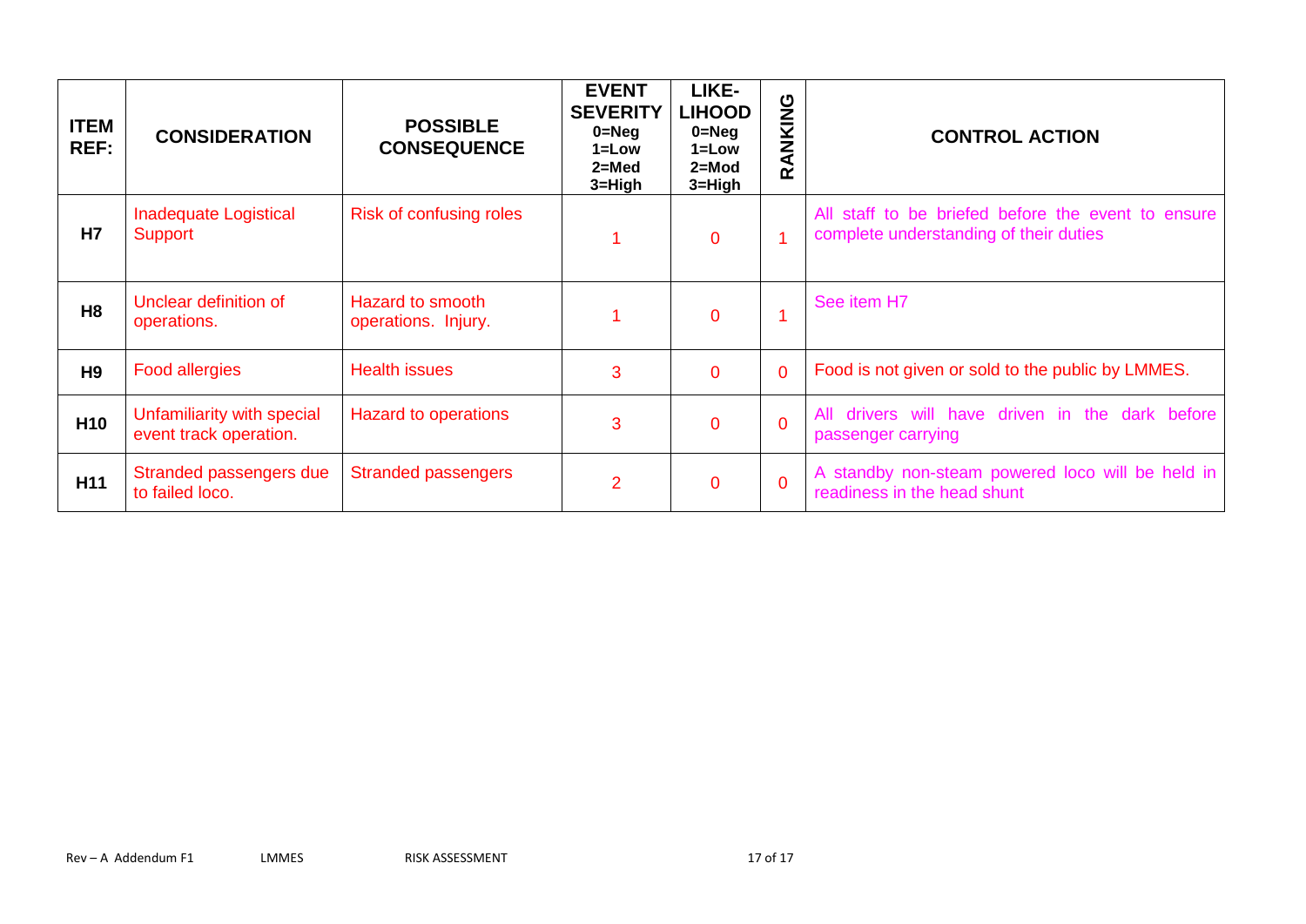| ITEM REF: | CONSIDERATION | POSSIBLE CONSEQUENCE | EVENT SEVERITY 0=Neg 1=Low 2=Med 3=High | LIKE-LIHOOD 0=Neg 1=Low 2=Mod 3=High | RANKING | CONTROL ACTION |
|---|---|---|---|---|---|---|
| **H7** | Inadequate Logistical Support | Risk of confusing roles | 1 | 0 | 1 | All staff to be briefed before the event to ensure complete understanding of their duties |
| **H8** | Unclear definition of operations. | Hazard to smooth operations. Injury. | 1 | 0 | 1 | See item H7 |
| **H9** | Food allergies | Health issues | 3 | 0 | 0 | Food is not given or sold to the public by LMMES. |
| **H10** | Unfamiliarity with special event track operation. | Hazard to operations | 3 | 0 | 0 | All drivers will have driven in the dark before passenger carrying |
| **H11** | Stranded passengers due to failed loco. | Stranded passengers | 2 | 0 | 0 | A standby non-steam powered loco will be held in readiness in the head shunt |